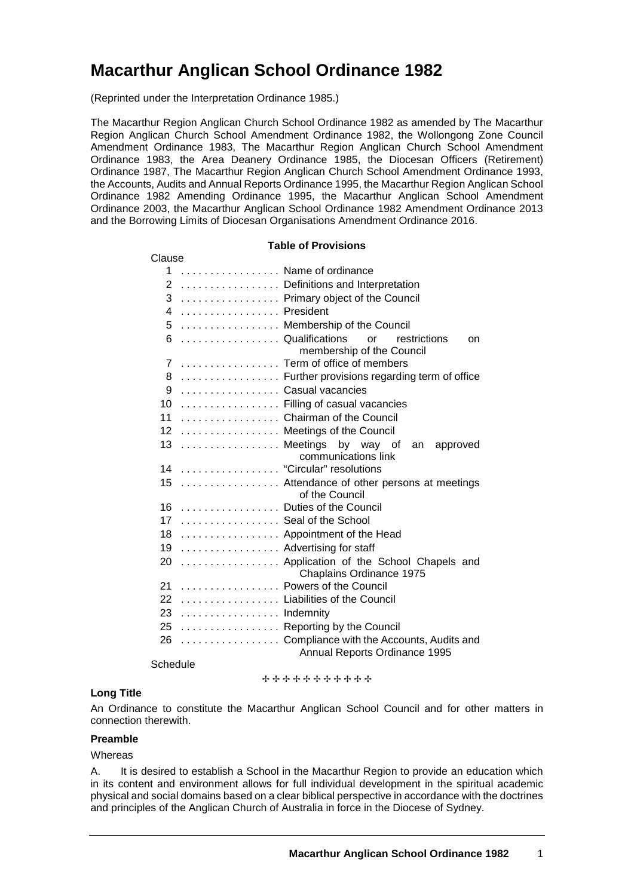# Macarthur Anglican School Ordinance 1982

(Reprinted under the Interpretation Ordinance 1985.)

The Macarthur Region Anglican Church School Ordinance 1982 as amended by The Macarthur Region Anglican Church School Amendment Ordinance 1982, the Wollongong Zone Council Amendment Ordinance 1983, The Macarthur Region Anglican Church School Amendment Ordinance 1983, the Area Deanery Ordinance 1985, the Diocesan Officers (Retirement) Ordinance 1987, The Macarthur Region Anglican Church School Amendment Ordinance 1993, the Accounts, Audits and Annual Reports Ordinance 1995, the Macarthur Region Anglican School Ordinance 1982 Amending Ordinance 1995, the Macarthur Anglican School Amendment Ordinance 2003, the Macarthur Anglican School Ordinance 1982 Amendment Ordinance 2013 and the Borrowing Limits of Diocesan Organisations Amendment Ordinance 2016.

**Table of Provisions**

| Clause | |
|---|---|
| 1 | Name of ordinance |
| 2 | Definitions and Interpretation |
| 3 | Primary object of the Council |
| 4 | President |
| 5 | Membership of the Council |
| 6 | Qualifications or restrictions on membership of the Council |
| 7 | Term of office of members |
| 8 | Further provisions regarding term of office |
| 9 | Casual vacancies |
| 10 | Filling of casual vacancies |
| 11 | Chairman of the Council |
| 12 | Meetings of the Council |
| 13 | Meetings by way of an approved communications link |
| 14 | "Circular" resolutions |
| 15 | Attendance of other persons at meetings of the Council |
| 16 | Duties of the Council |
| 17 | Seal of the School |
| 18 | Appointment of the Head |
| 19 | Advertising for staff |
| 20 | Application of the School Chapels and Chaplains Ordinance 1975 |
| 21 | Powers of the Council |
| 22 | Liabilities of the Council |
| 23 | Indemnity |
| 25 | Reporting by the Council |
| 26 | Compliance with the Accounts, Audits and Annual Reports Ordinance 1995 |
| Schedule | |

✢✢✢✢✢✢✢✢✢✢✢

### Long Title

An Ordinance to constitute the Macarthur Anglican School Council and for other matters in connection therewith.

### Preamble

Whereas

A. It is desired to establish a School in the Macarthur Region to provide an education which in its content and environment allows for full individual development in the spiritual academic physical and social domains based on a clear biblical perspective in accordance with the doctrines and principles of the Anglican Church of Australia in force in the Diocese of Sydney.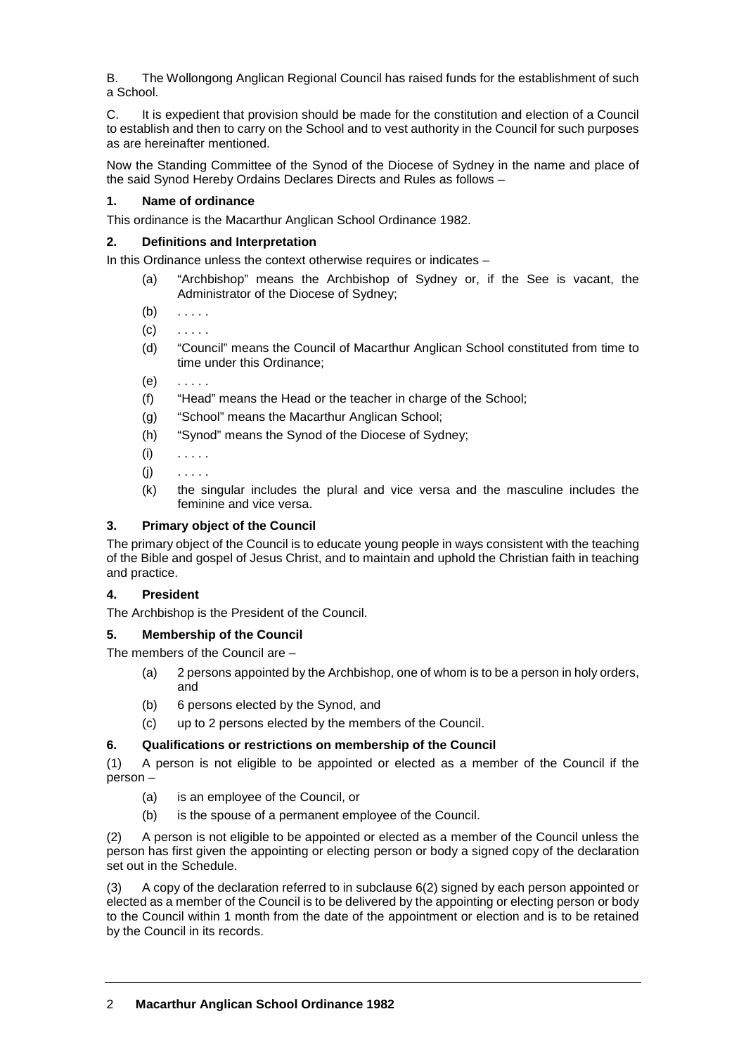B. The Wollongong Anglican Regional Council has raised funds for the establishment of such a School.

C. It is expedient that provision should be made for the constitution and election of a Council to establish and then to carry on the School and to vest authority in the Council for such purposes as are hereinafter mentioned.

Now the Standing Committee of the Synod of the Diocese of Sydney in the name and place of the said Synod Hereby Ordains Declares Directs and Rules as follows –

### 1. Name of ordinance

This ordinance is the Macarthur Anglican School Ordinance 1982.

### 2. Definitions and Interpretation

In this Ordinance unless the context otherwise requires or indicates –

(a) "Archbishop" means the Archbishop of Sydney or, if the See is vacant, the Administrator of the Diocese of Sydney;

(b) . . . . .

(c) . . . . .

(d) "Council" means the Council of Macarthur Anglican School constituted from time to time under this Ordinance;

(e) . . . . .

(f) "Head" means the Head or the teacher in charge of the School;

(g) "School" means the Macarthur Anglican School;

(h) "Synod" means the Synod of the Diocese of Sydney;

(i) . . . . .

(j) . . . . .

(k) the singular includes the plural and vice versa and the masculine includes the feminine and vice versa.

### 3. Primary object of the Council

The primary object of the Council is to educate young people in ways consistent with the teaching of the Bible and gospel of Jesus Christ, and to maintain and uphold the Christian faith in teaching and practice.

### 4. President

The Archbishop is the President of the Council.

### 5. Membership of the Council

The members of the Council are –

(a) 2 persons appointed by the Archbishop, one of whom is to be a person in holy orders, and

(b) 6 persons elected by the Synod, and

(c) up to 2 persons elected by the members of the Council.

### 6. Qualifications or restrictions on membership of the Council

(1) A person is not eligible to be appointed or elected as a member of the Council if the person –

(a) is an employee of the Council, or

(b) is the spouse of a permanent employee of the Council.

(2) A person is not eligible to be appointed or elected as a member of the Council unless the person has first given the appointing or electing person or body a signed copy of the declaration set out in the Schedule.

(3) A copy of the declaration referred to in subclause 6(2) signed by each person appointed or elected as a member of the Council is to be delivered by the appointing or electing person or body to the Council within 1 month from the date of the appointment or election and is to be retained by the Council in its records.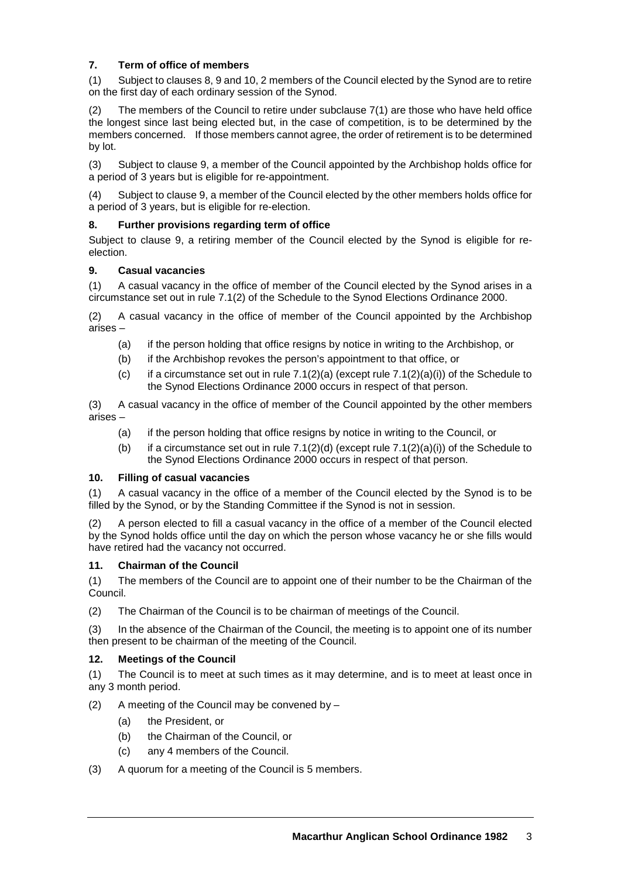### 7. Term of office of members

(1) Subject to clauses 8, 9 and 10, 2 members of the Council elected by the Synod are to retire on the first day of each ordinary session of the Synod.

(2) The members of the Council to retire under subclause 7(1) are those who have held office the longest since last being elected but, in the case of competition, is to be determined by the members concerned. If those members cannot agree, the order of retirement is to be determined by lot.

(3) Subject to clause 9, a member of the Council appointed by the Archbishop holds office for a period of 3 years but is eligible for re-appointment.

(4) Subject to clause 9, a member of the Council elected by the other members holds office for a period of 3 years, but is eligible for re-election.

### 8. Further provisions regarding term of office

Subject to clause 9, a retiring member of the Council elected by the Synod is eligible for re-election.

### 9. Casual vacancies

(1) A casual vacancy in the office of member of the Council elected by the Synod arises in a circumstance set out in rule 7.1(2) of the Schedule to the Synod Elections Ordinance 2000.

(2) A casual vacancy in the office of member of the Council appointed by the Archbishop arises –

- (a) if the person holding that office resigns by notice in writing to the Archbishop, or
- (b) if the Archbishop revokes the person's appointment to that office, or
- (c) if a circumstance set out in rule 7.1(2)(a) (except rule 7.1(2)(a)(i)) of the Schedule to the Synod Elections Ordinance 2000 occurs in respect of that person.

(3) A casual vacancy in the office of member of the Council appointed by the other members arises –

- (a) if the person holding that office resigns by notice in writing to the Council, or
- (b) if a circumstance set out in rule 7.1(2)(d) (except rule 7.1(2)(a)(i)) of the Schedule to the Synod Elections Ordinance 2000 occurs in respect of that person.

### 10. Filling of casual vacancies

(1) A casual vacancy in the office of a member of the Council elected by the Synod is to be filled by the Synod, or by the Standing Committee if the Synod is not in session.

(2) A person elected to fill a casual vacancy in the office of a member of the Council elected by the Synod holds office until the day on which the person whose vacancy he or she fills would have retired had the vacancy not occurred.

### 11. Chairman of the Council

(1) The members of the Council are to appoint one of their number to be the Chairman of the Council.

(2) The Chairman of the Council is to be chairman of meetings of the Council.

(3) In the absence of the Chairman of the Council, the meeting is to appoint one of its number then present to be chairman of the meeting of the Council.

### 12. Meetings of the Council

(1) The Council is to meet at such times as it may determine, and is to meet at least once in any 3 month period.

(2) A meeting of the Council may be convened by –

- (a) the President, or
- (b) the Chairman of the Council, or
- (c) any 4 members of the Council.

(3) A quorum for a meeting of the Council is 5 members.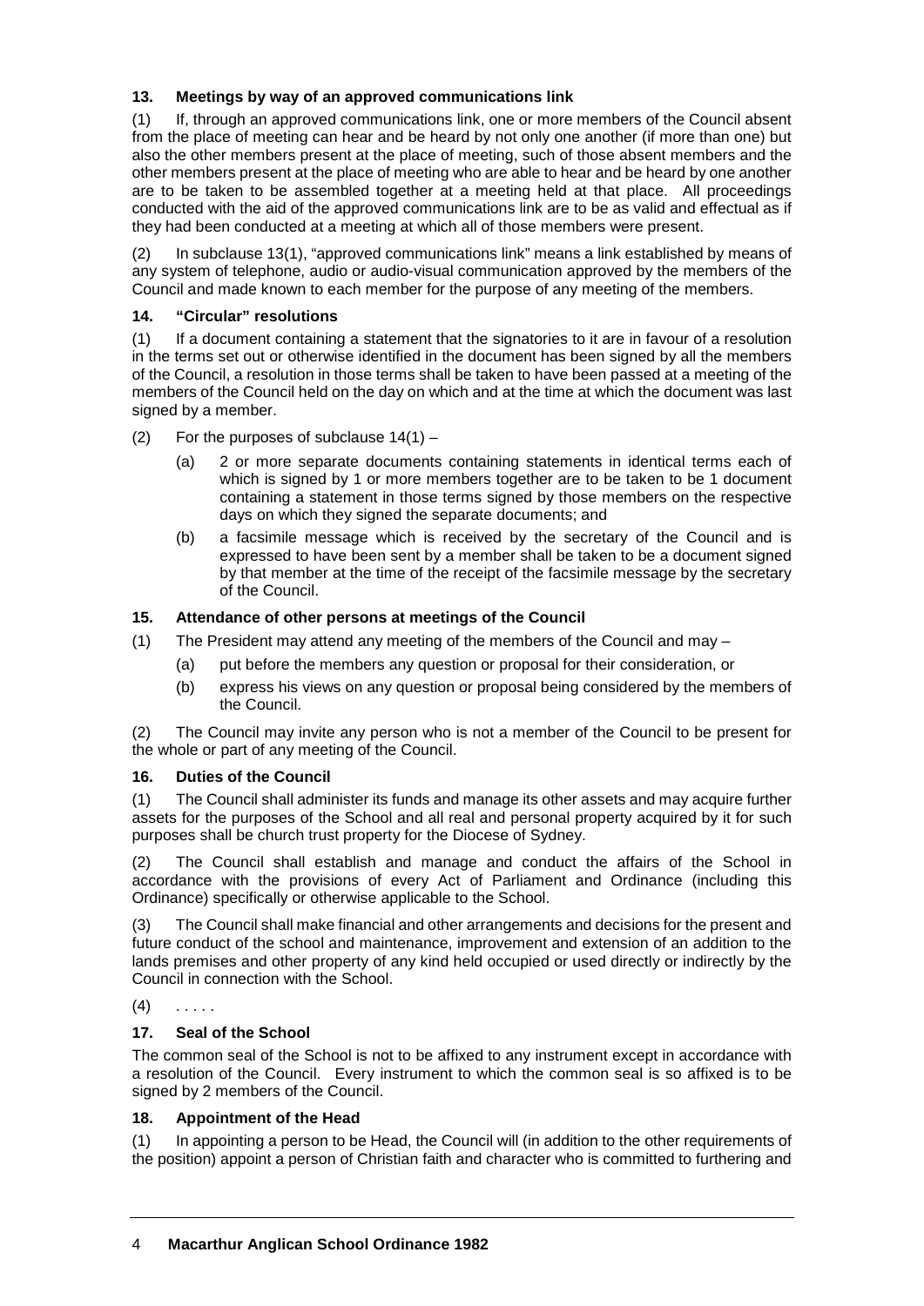### 13. Meetings by way of an approved communications link

(1) If, through an approved communications link, one or more members of the Council absent from the place of meeting can hear and be heard by not only one another (if more than one) but also the other members present at the place of meeting, such of those absent members and the other members present at the place of meeting who are able to hear and be heard by one another are to be taken to be assembled together at a meeting held at that place. All proceedings conducted with the aid of the approved communications link are to be as valid and effectual as if they had been conducted at a meeting at which all of those members were present.

(2) In subclause 13(1), "approved communications link" means a link established by means of any system of telephone, audio or audio-visual communication approved by the members of the Council and made known to each member for the purpose of any meeting of the members.

### 14. "Circular" resolutions

(1) If a document containing a statement that the signatories to it are in favour of a resolution in the terms set out or otherwise identified in the document has been signed by all the members of the Council, a resolution in those terms shall be taken to have been passed at a meeting of the members of the Council held on the day on which and at the time at which the document was last signed by a member.

(2) For the purposes of subclause 14(1) –

- (a) 2 or more separate documents containing statements in identical terms each of which is signed by 1 or more members together are to be taken to be 1 document containing a statement in those terms signed by those members on the respective days on which they signed the separate documents; and
- (b) a facsimile message which is received by the secretary of the Council and is expressed to have been sent by a member shall be taken to be a document signed by that member at the time of the receipt of the facsimile message by the secretary of the Council.

### 15. Attendance of other persons at meetings of the Council

(1) The President may attend any meeting of the members of the Council and may –

- (a) put before the members any question or proposal for their consideration, or
- (b) express his views on any question or proposal being considered by the members of the Council.

(2) The Council may invite any person who is not a member of the Council to be present for the whole or part of any meeting of the Council.

### 16. Duties of the Council

(1) The Council shall administer its funds and manage its other assets and may acquire further assets for the purposes of the School and all real and personal property acquired by it for such purposes shall be church trust property for the Diocese of Sydney.

(2) The Council shall establish and manage and conduct the affairs of the School in accordance with the provisions of every Act of Parliament and Ordinance (including this Ordinance) specifically or otherwise applicable to the School.

(3) The Council shall make financial and other arrangements and decisions for the present and future conduct of the school and maintenance, improvement and extension of an addition to the lands premises and other property of any kind held occupied or used directly or indirectly by the Council in connection with the School.

(4) . . . . .

### 17. Seal of the School

The common seal of the School is not to be affixed to any instrument except in accordance with a resolution of the Council. Every instrument to which the common seal is so affixed is to be signed by 2 members of the Council.

### 18. Appointment of the Head

(1) In appointing a person to be Head, the Council will (in addition to the other requirements of the position) appoint a person of Christian faith and character who is committed to furthering and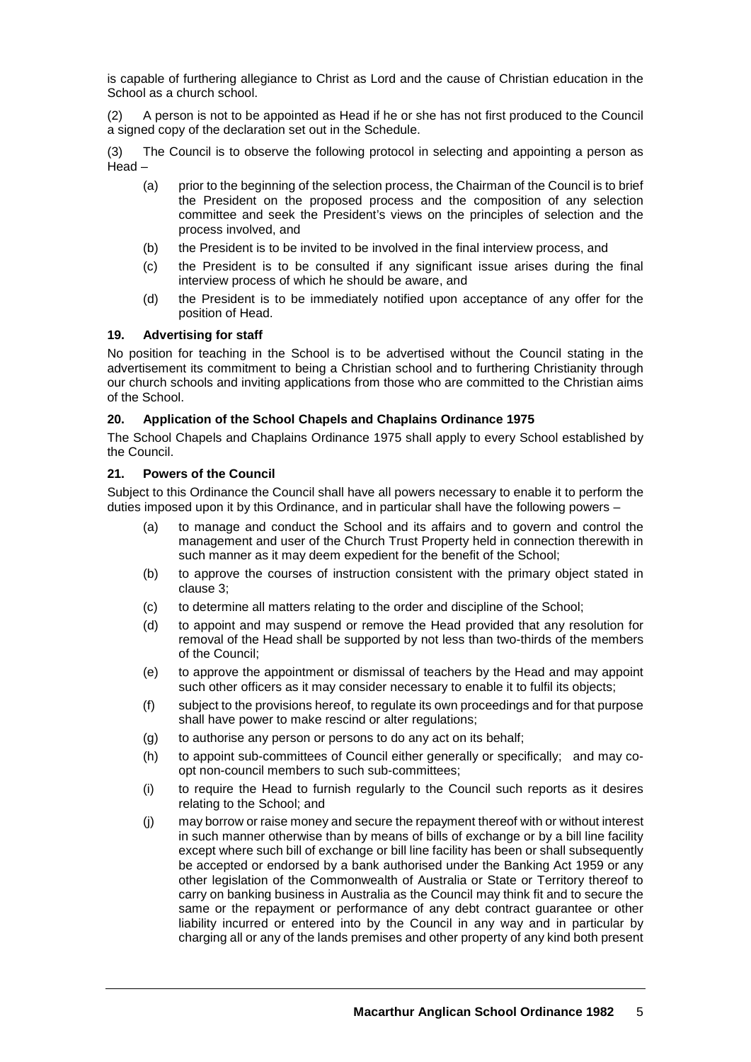is capable of furthering allegiance to Christ as Lord and the cause of Christian education in the School as a church school.

(2) A person is not to be appointed as Head if he or she has not first produced to the Council a signed copy of the declaration set out in the Schedule.

(3) The Council is to observe the following protocol in selecting and appointing a person as Head –

- (a) prior to the beginning of the selection process, the Chairman of the Council is to brief the President on the proposed process and the composition of any selection committee and seek the President's views on the principles of selection and the process involved, and
- (b) the President is to be invited to be involved in the final interview process, and
- (c) the President is to be consulted if any significant issue arises during the final interview process of which he should be aware, and
- (d) the President is to be immediately notified upon acceptance of any offer for the position of Head.

### 19. Advertising for staff

No position for teaching in the School is to be advertised without the Council stating in the advertisement its commitment to being a Christian school and to furthering Christianity through our church schools and inviting applications from those who are committed to the Christian aims of the School.

### 20. Application of the School Chapels and Chaplains Ordinance 1975

The School Chapels and Chaplains Ordinance 1975 shall apply to every School established by the Council.

### 21. Powers of the Council

Subject to this Ordinance the Council shall have all powers necessary to enable it to perform the duties imposed upon it by this Ordinance, and in particular shall have the following powers –

- (a) to manage and conduct the School and its affairs and to govern and control the management and user of the Church Trust Property held in connection therewith in such manner as it may deem expedient for the benefit of the School;
- (b) to approve the courses of instruction consistent with the primary object stated in clause 3;
- (c) to determine all matters relating to the order and discipline of the School;
- (d) to appoint and may suspend or remove the Head provided that any resolution for removal of the Head shall be supported by not less than two-thirds of the members of the Council;
- (e) to approve the appointment or dismissal of teachers by the Head and may appoint such other officers as it may consider necessary to enable it to fulfil its objects;
- (f) subject to the provisions hereof, to regulate its own proceedings and for that purpose shall have power to make rescind or alter regulations;
- (g) to authorise any person or persons to do any act on its behalf;
- (h) to appoint sub-committees of Council either generally or specifically; and may co-opt non-council members to such sub-committees;
- (i) to require the Head to furnish regularly to the Council such reports as it desires relating to the School; and
- (j) may borrow or raise money and secure the repayment thereof with or without interest in such manner otherwise than by means of bills of exchange or by a bill line facility except where such bill of exchange or bill line facility has been or shall subsequently be accepted or endorsed by a bank authorised under the Banking Act 1959 or any other legislation of the Commonwealth of Australia or State or Territory thereof to carry on banking business in Australia as the Council may think fit and to secure the same or the repayment or performance of any debt contract guarantee or other liability incurred or entered into by the Council in any way and in particular by charging all or any of the lands premises and other property of any kind both present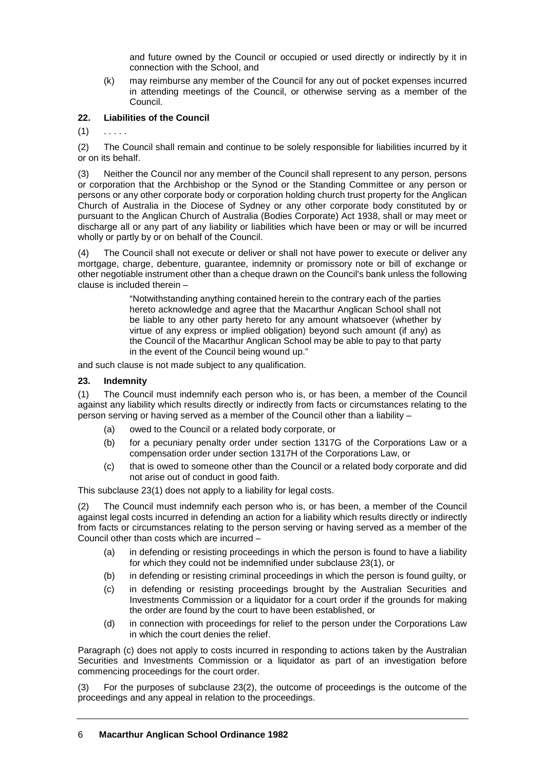and future owned by the Council or occupied or used directly or indirectly by it in connection with the School, and

(k) may reimburse any member of the Council for any out of pocket expenses incurred in attending meetings of the Council, or otherwise serving as a member of the Council.

**22. Liabilities of the Council**

(1) . . . . .

(2) The Council shall remain and continue to be solely responsible for liabilities incurred by it or on its behalf.

(3) Neither the Council nor any member of the Council shall represent to any person, persons or corporation that the Archbishop or the Synod or the Standing Committee or any person or persons or any other corporate body or corporation holding church trust property for the Anglican Church of Australia in the Diocese of Sydney or any other corporate body constituted by or pursuant to the Anglican Church of Australia (Bodies Corporate) Act 1938, shall or may meet or discharge all or any part of any liability or liabilities which have been or may or will be incurred wholly or partly by or on behalf of the Council.

(4) The Council shall not execute or deliver or shall not have power to execute or deliver any mortgage, charge, debenture, guarantee, indemnity or promissory note or bill of exchange or other negotiable instrument other than a cheque drawn on the Council's bank unless the following clause is included therein –

> "Notwithstanding anything contained herein to the contrary each of the parties hereto acknowledge and agree that the Macarthur Anglican School shall not be liable to any other party hereto for any amount whatsoever (whether by virtue of any express or implied obligation) beyond such amount (if any) as the Council of the Macarthur Anglican School may be able to pay to that party in the event of the Council being wound up."

and such clause is not made subject to any qualification.

**23. Indemnity**

(1) The Council must indemnify each person who is, or has been, a member of the Council against any liability which results directly or indirectly from facts or circumstances relating to the person serving or having served as a member of the Council other than a liability –

(a) owed to the Council or a related body corporate, or

(b) for a pecuniary penalty order under section 1317G of the Corporations Law or a compensation order under section 1317H of the Corporations Law, or

(c) that is owed to someone other than the Council or a related body corporate and did not arise out of conduct in good faith.

This subclause 23(1) does not apply to a liability for legal costs.

(2) The Council must indemnify each person who is, or has been, a member of the Council against legal costs incurred in defending an action for a liability which results directly or indirectly from facts or circumstances relating to the person serving or having served as a member of the Council other than costs which are incurred –

(a) in defending or resisting proceedings in which the person is found to have a liability for which they could not be indemnified under subclause 23(1), or

(b) in defending or resisting criminal proceedings in which the person is found guilty, or

(c) in defending or resisting proceedings brought by the Australian Securities and Investments Commission or a liquidator for a court order if the grounds for making the order are found by the court to have been established, or

(d) in connection with proceedings for relief to the person under the Corporations Law in which the court denies the relief.

Paragraph (c) does not apply to costs incurred in responding to actions taken by the Australian Securities and Investments Commission or a liquidator as part of an investigation before commencing proceedings for the court order.

(3) For the purposes of subclause 23(2), the outcome of proceedings is the outcome of the proceedings and any appeal in relation to the proceedings.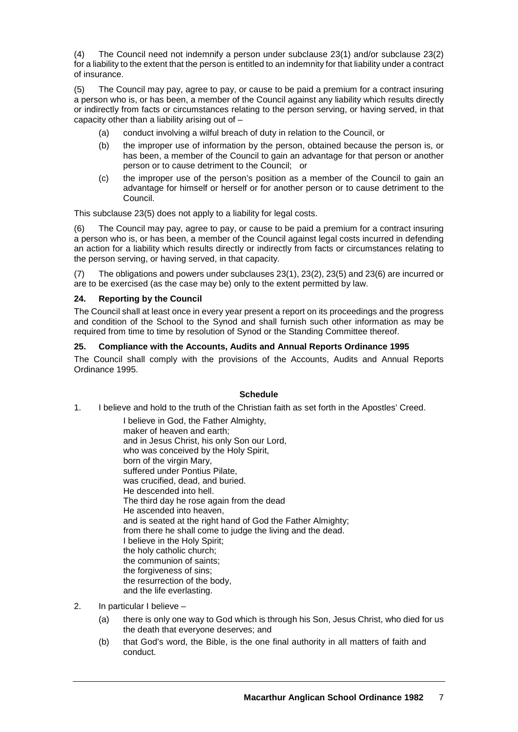(4) The Council need not indemnify a person under subclause 23(1) and/or subclause 23(2) for a liability to the extent that the person is entitled to an indemnity for that liability under a contract of insurance.

(5) The Council may pay, agree to pay, or cause to be paid a premium for a contract insuring a person who is, or has been, a member of the Council against any liability which results directly or indirectly from facts or circumstances relating to the person serving, or having served, in that capacity other than a liability arising out of –

- (a) conduct involving a wilful breach of duty in relation to the Council, or
- (b) the improper use of information by the person, obtained because the person is, or has been, a member of the Council to gain an advantage for that person or another person or to cause detriment to the Council; or
- (c) the improper use of the person's position as a member of the Council to gain an advantage for himself or herself or for another person or to cause detriment to the Council.

This subclause 23(5) does not apply to a liability for legal costs.

(6) The Council may pay, agree to pay, or cause to be paid a premium for a contract insuring a person who is, or has been, a member of the Council against legal costs incurred in defending an action for a liability which results directly or indirectly from facts or circumstances relating to the person serving, or having served, in that capacity.

(7) The obligations and powers under subclauses 23(1), 23(2), 23(5) and 23(6) are incurred or are to be exercised (as the case may be) only to the extent permitted by law.

### 24. Reporting by the Council

The Council shall at least once in every year present a report on its proceedings and the progress and condition of the School to the Synod and shall furnish such other information as may be required from time to time by resolution of Synod or the Standing Committee thereof.

### 25. Compliance with the Accounts, Audits and Annual Reports Ordinance 1995

The Council shall comply with the provisions of the Accounts, Audits and Annual Reports Ordinance 1995.

## Schedule

1. I believe and hold to the truth of the Christian faith as set forth in the Apostles' Creed.

   I believe in God, the Father Almighty,
   maker of heaven and earth;
   and in Jesus Christ, his only Son our Lord,
   who was conceived by the Holy Spirit,
   born of the virgin Mary,
   suffered under Pontius Pilate,
   was crucified, dead, and buried.
   He descended into hell.
   The third day he rose again from the dead
   He ascended into heaven,
   and is seated at the right hand of God the Father Almighty;
   from there he shall come to judge the living and the dead.
   I believe in the Holy Spirit;
   the holy catholic church;
   the communion of saints;
   the forgiveness of sins;
   the resurrection of the body,
   and the life everlasting.

2. In particular I believe –
   - (a) there is only one way to God which is through his Son, Jesus Christ, who died for us the death that everyone deserves; and
   - (b) that God's word, the Bible, is the one final authority in all matters of faith and conduct.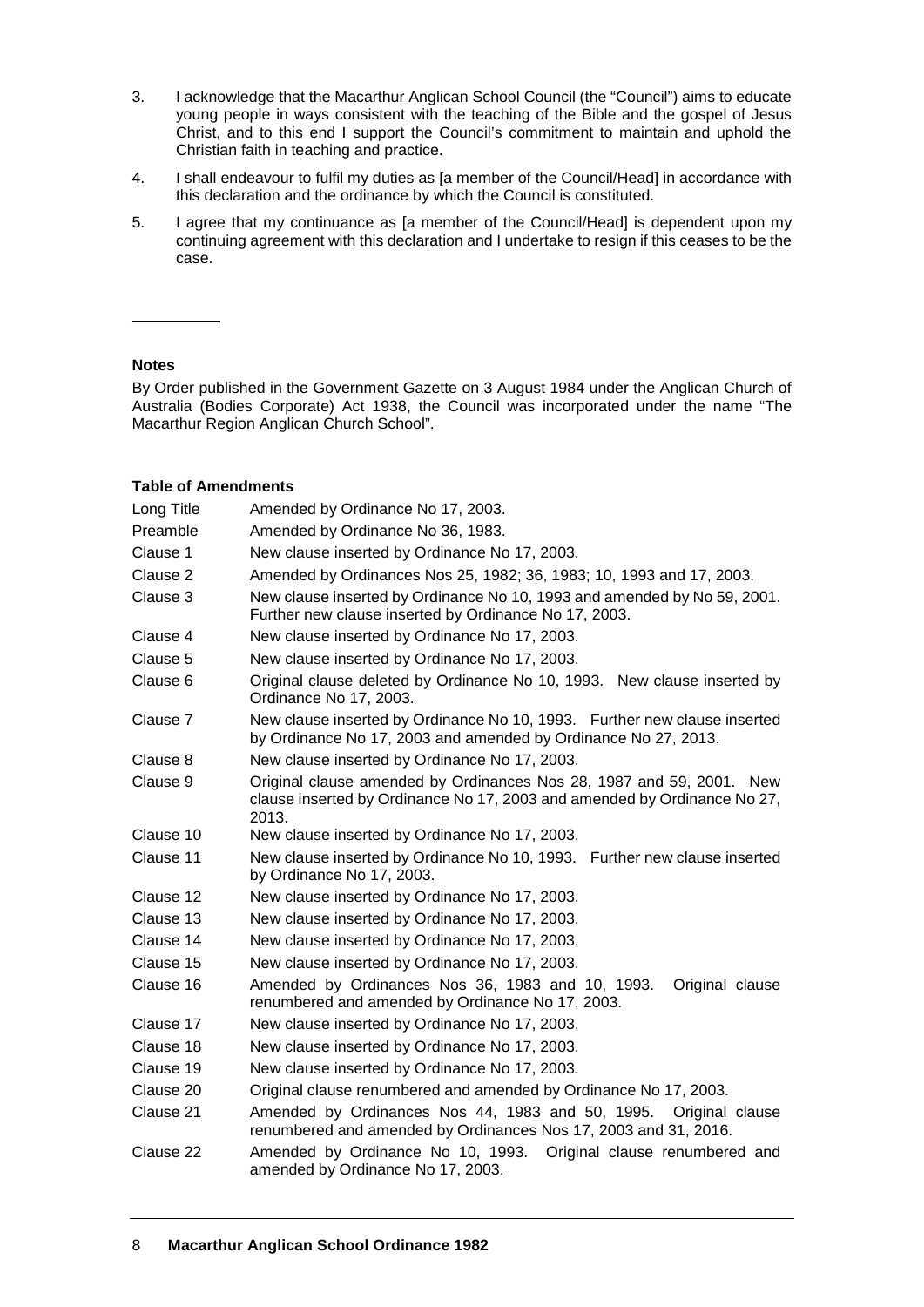3. I acknowledge that the Macarthur Anglican School Council (the "Council") aims to educate young people in ways consistent with the teaching of the Bible and the gospel of Jesus Christ, and to this end I support the Council's commitment to maintain and uphold the Christian faith in teaching and practice.

4. I shall endeavour to fulfil my duties as [a member of the Council/Head] in accordance with this declaration and the ordinance by which the Council is constituted.

5. I agree that my continuance as [a member of the Council/Head] is dependent upon my continuing agreement with this declaration and I undertake to resign if this ceases to be the case.

---

**Notes**

By Order published in the Government Gazette on 3 August 1984 under the Anglican Church of Australia (Bodies Corporate) Act 1938, the Council was incorporated under the name "The Macarthur Region Anglican Church School".

**Table of Amendments**

| | |
|---|---|
| Long Title | Amended by Ordinance No 17, 2003. |
| Preamble | Amended by Ordinance No 36, 1983. |
| Clause 1 | New clause inserted by Ordinance No 17, 2003. |
| Clause 2 | Amended by Ordinances Nos 25, 1982; 36, 1983; 10, 1993 and 17, 2003. |
| Clause 3 | New clause inserted by Ordinance No 10, 1993 and amended by No 59, 2001. Further new clause inserted by Ordinance No 17, 2003. |
| Clause 4 | New clause inserted by Ordinance No 17, 2003. |
| Clause 5 | New clause inserted by Ordinance No 17, 2003. |
| Clause 6 | Original clause deleted by Ordinance No 10, 1993. New clause inserted by Ordinance No 17, 2003. |
| Clause 7 | New clause inserted by Ordinance No 10, 1993. Further new clause inserted by Ordinance No 17, 2003 and amended by Ordinance No 27, 2013. |
| Clause 8 | New clause inserted by Ordinance No 17, 2003. |
| Clause 9 | Original clause amended by Ordinances Nos 28, 1987 and 59, 2001. New clause inserted by Ordinance No 17, 2003 and amended by Ordinance No 27, 2013. |
| Clause 10 | New clause inserted by Ordinance No 17, 2003. |
| Clause 11 | New clause inserted by Ordinance No 10, 1993. Further new clause inserted by Ordinance No 17, 2003. |
| Clause 12 | New clause inserted by Ordinance No 17, 2003. |
| Clause 13 | New clause inserted by Ordinance No 17, 2003. |
| Clause 14 | New clause inserted by Ordinance No 17, 2003. |
| Clause 15 | New clause inserted by Ordinance No 17, 2003. |
| Clause 16 | Amended by Ordinances Nos 36, 1983 and 10, 1993. Original clause renumbered and amended by Ordinance No 17, 2003. |
| Clause 17 | New clause inserted by Ordinance No 17, 2003. |
| Clause 18 | New clause inserted by Ordinance No 17, 2003. |
| Clause 19 | New clause inserted by Ordinance No 17, 2003. |
| Clause 20 | Original clause renumbered and amended by Ordinance No 17, 2003. |
| Clause 21 | Amended by Ordinances Nos 44, 1983 and 50, 1995. Original clause renumbered and amended by Ordinances Nos 17, 2003 and 31, 2016. |
| Clause 22 | Amended by Ordinance No 10, 1993. Original clause renumbered and amended by Ordinance No 17, 2003. |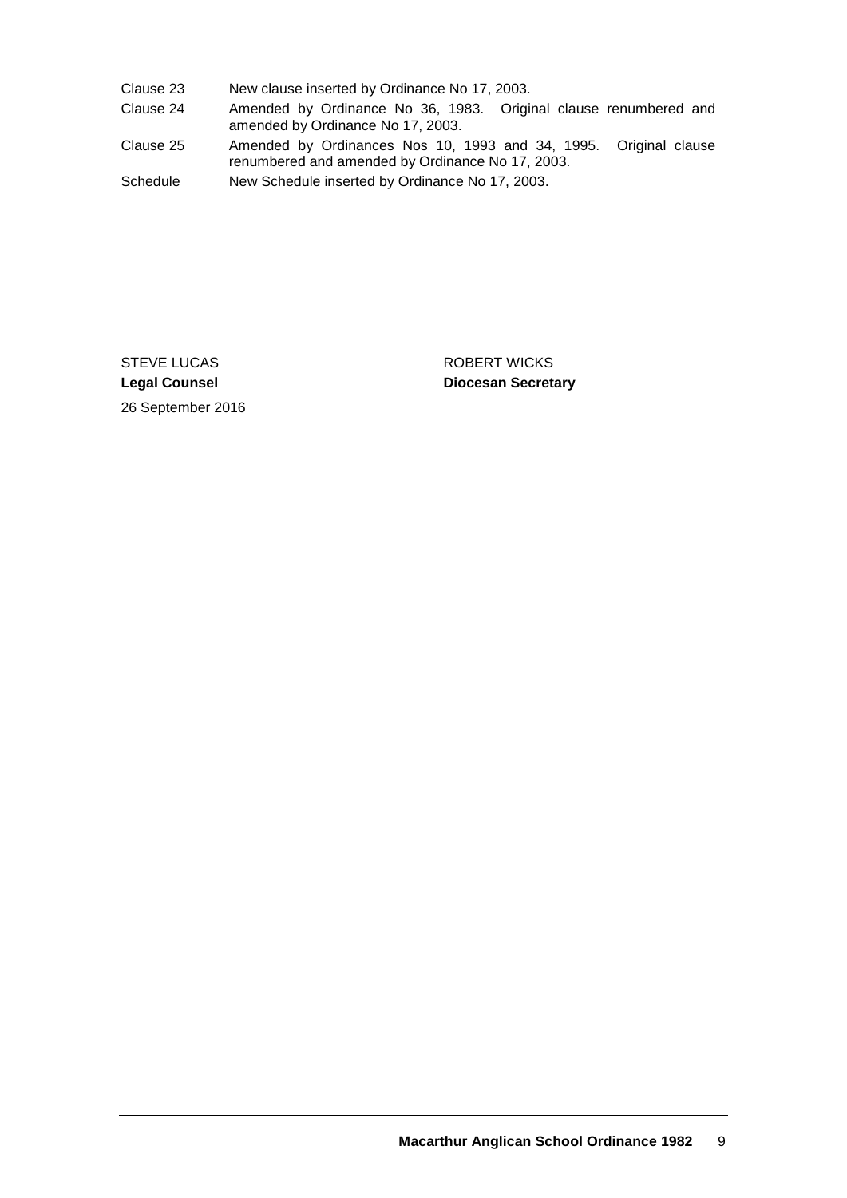| | |
|---|---|
| Clause 23 | New clause inserted by Ordinance No 17, 2003. |
| Clause 24 | Amended by Ordinance No 36, 1983. Original clause renumbered and amended by Ordinance No 17, 2003. |
| Clause 25 | Amended by Ordinances Nos 10, 1993 and 34, 1995. Original clause renumbered and amended by Ordinance No 17, 2003. |
| Schedule | New Schedule inserted by Ordinance No 17, 2003. |

STEVE LUCAS
**Legal Counsel**

ROBERT WICKS
**Diocesan Secretary**

26 September 2016